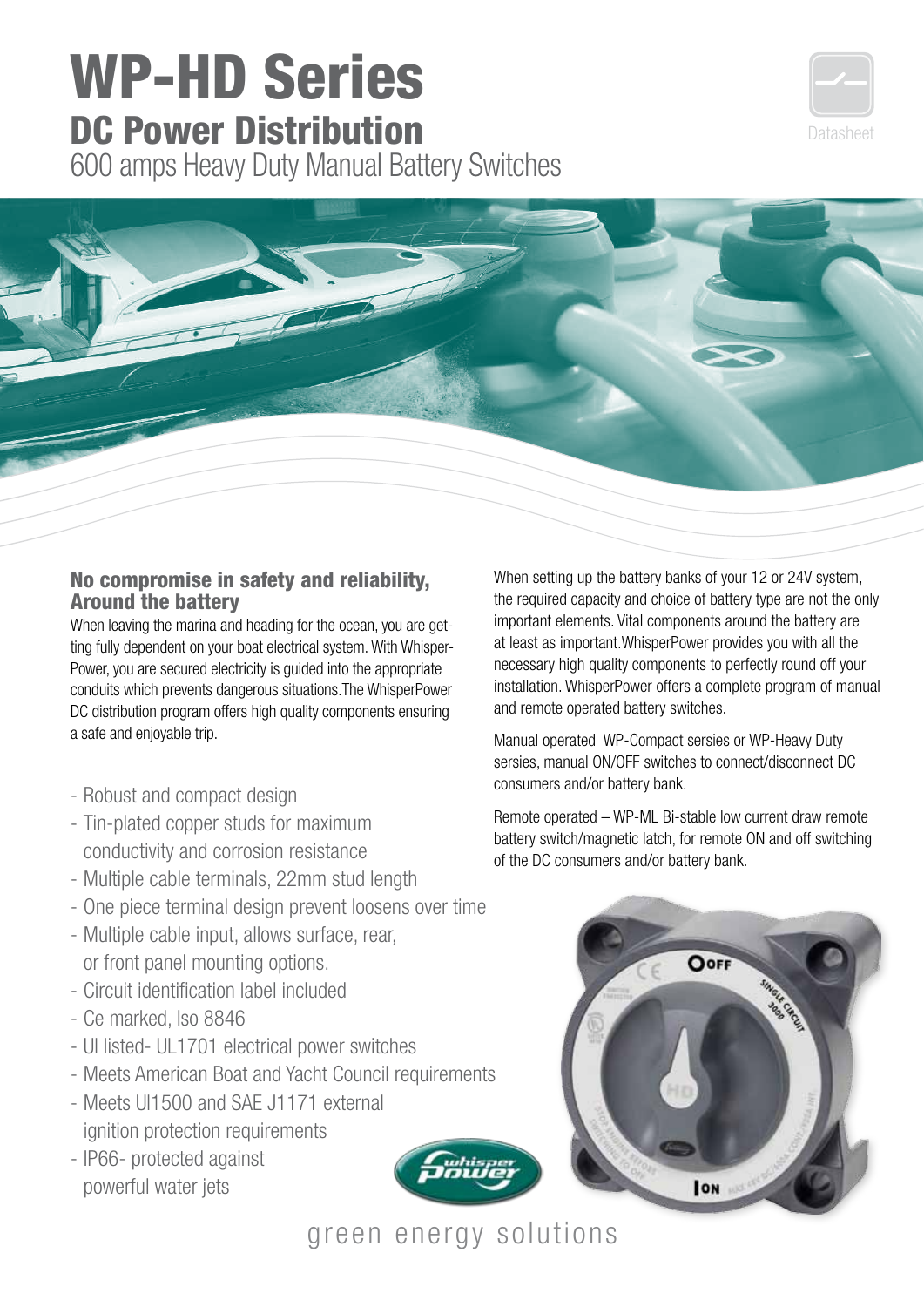# WP-HD Series

## DC Power Distribution

600 amps Heavy Duty Manual Battery Switches

Datasheet

### No compromise in safety and reliability, Around the battery

When leaving the marina and heading for the ocean, you are getting fully dependent on your boat electrical system. With WhisperPower, you are secured electricity is guided into the appropriate conduits which prevents dangerous situations.The WhisperPower DC distribution program offers high quality components ensuring a safe and enjoyable trip.

- Robust and compact design
- Tin-plated copper studs for maximum conductivity and corrosion resistance
- Multiple cable terminals, 22mm stud length
- One piece terminal design prevent loosens over time
- Multiple cable input, allows surface, rear, or front panel mounting options.
- Circuit identification label included
- Ce marked, Iso 8846
- Ul listed- UL1701 electrical power switches
- Meets American Boat and Yacht Council requirements
- Meets Ul1500 and SAE J1171 external ignition protection requirements
- IP66- protected against powerful water jets

When setting up the battery banks of your 12 or 24V system, the required capacity and choice of battery type are not the only important elements. Vital components around the battery are at least as important.WhisperPower provides you with all the necessary high quality components to perfectly round off your installation. WhisperPower offers a complete program of manual and remote operated battery switches.

Manual operated WP-Compact sersies or WP-Heavy Duty sersies, manual ON/OFF switches to connect/disconnect DC consumers and/or battery bank.

Remote operated – WP-ML Bi-stable low current draw remote battery switch/magnetic latch, for remote ON and off switching of the DC consumers and/or battery bank.

green energy solutions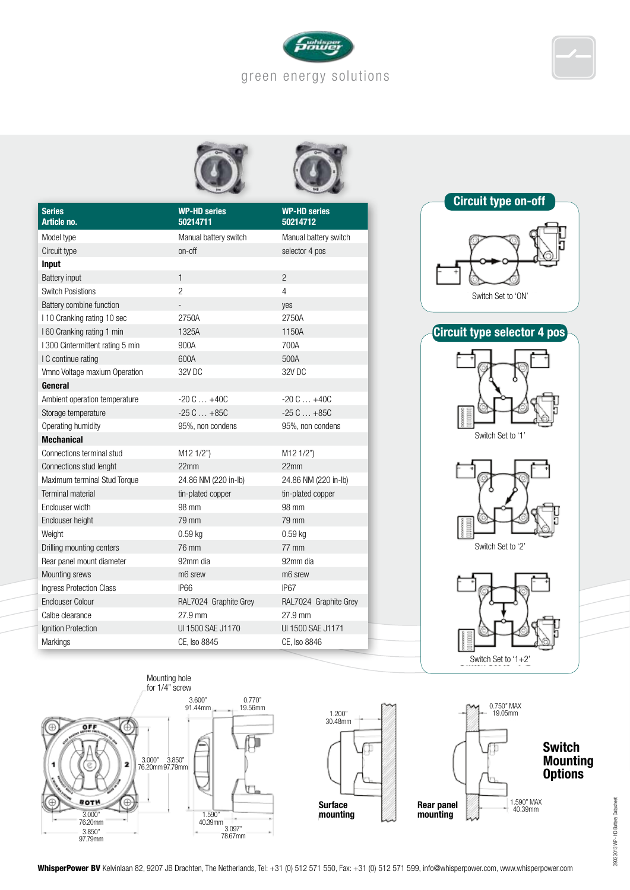green energy solutions

| Series<br>Article no. | WP-HD series<br>50214711 | WP-HD series<br>50214712 |
|---|---|---|
| Model type | Manual battery switch | Manual battery switch |
| Circuit type | on-off | selector 4 pos |
| **Input** | | |
| Battery input | 1 | 2 |
| Switch Posistions | 2 | 4 |
| Battery combine function | - | yes |
| I 10 Cranking rating 10 sec | 2750A | 2750A |
| I 60 Cranking rating 1 min | 1325A | 1150A |
| I 300 Cintermittent rating 5 min | 900A | 700A |
| I C continue rating | 600A | 500A |
| Vmno Voltage maxium Operation | 32V DC | 32V DC |
| **General** | | |
| Ambient operation temperature | -20 C … +40C | -20 C … +40C |
| Storage temperature | -25 C … +85C | -25 C … +85C |
| Operating humidity | 95%, non condens | 95%, non condens |
| **Mechanical** | | |
| Connections terminal stud | M12 1/2") | M12 1/2") |
| Connections stud lenght | 22mm | 22mm |
| Maximum terminal Stud Torque | 24.86 NM (220 in-lb) | 24.86 NM (220 in-lb) |
| Terminal material | tin-plated copper | tin-plated copper |
| Enclouser width | 98 mm | 98 mm |
| Enclouser height | 79 mm | 79 mm |
| Weight | 0.59 kg | 0.59 kg |
| Drilling mounting centers | 76 mm | 77 mm |
| Rear panel mount diameter | 92mm dia | 92mm dia |
| Mounting srews | m6 srew | m6 srew |
| Ingress Protection Class | IP66 | IP67 |
| Enclouser Colour | RAL7024 Graphite Grey | RAL7024 Graphite Grey |
| Calbe clearance | 27.9 mm | 27.9 mm |
| Ignition Protection | Ul 1500 SAE J1170 | Ul 1500 SAE J1171 |
| Markings | CE, Iso 8845 | CE, Iso 8846 |

## Circuit type on-off

Switch Set to 'ON'

## Circuit type selector 4 pos

Switch Set to '1'

Switch Set to '2'

Switch Set to '1+2'

Mounting hole
for 1/4" screw

3.600"
91.44mm

0.770"
19.56mm

3.000"
76.20mm

3.850"
97.79mm

3.000"
76.20mm

3.850"
97.79mm

1.590"
40.39mm

3.097"
78.67mm

1.200"
30.48mm

Surface mounting

0.750" MAX
19.05mm

1.590" MAX
40.39mm

Rear panel mounting

## Switch Mounting Options

**WhisperPower BV** Kelvinlaan 82, 9207 JB Drachten, The Netherlands, Tel: +31 (0) 512 571 550, Fax: +31 (0) 512 571 599, info@whisperpower.com, www.whisperpower.com